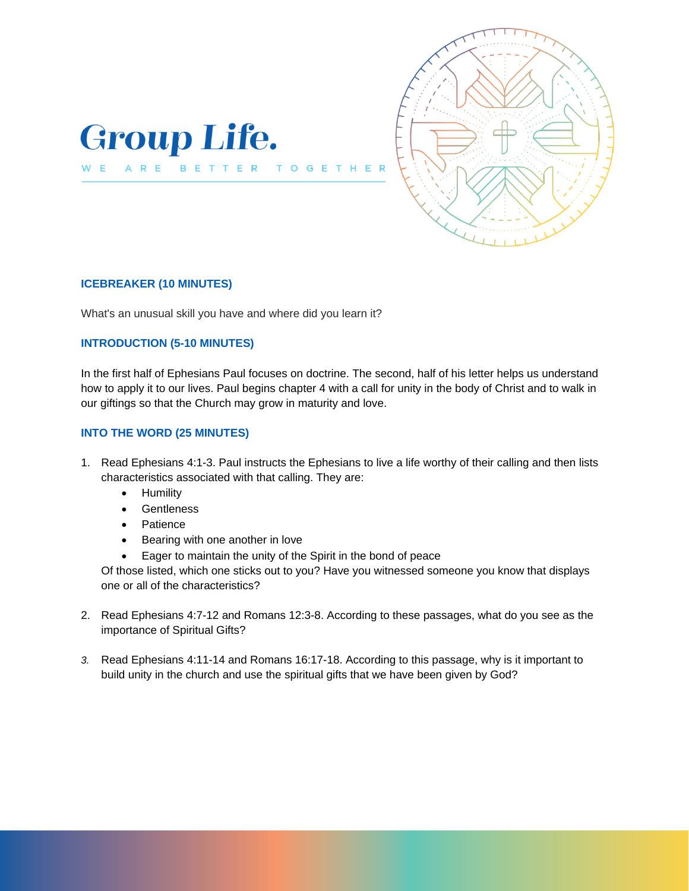# Group Life.

WE ARE BETTER TOGETHER

### ICEBREAKER (10 MINUTES)

What's an unusual skill you have and where did you learn it?

### INTRODUCTION (5-10 MINUTES)

In the first half of Ephesians Paul focuses on doctrine. The second, half of his letter helps us understand how to apply it to our lives. Paul begins chapter 4 with a call for unity in the body of Christ and to walk in our giftings so that the Church may grow in maturity and love.

### INTO THE WORD (25 MINUTES)

1. Read Ephesians 4:1-3. Paul instructs the Ephesians to live a life worthy of their calling and then lists characteristics associated with that calling. They are:
   - Humility
   - Gentleness
   - Patience
   - Bearing with one another in love
   - Eager to maintain the unity of the Spirit in the bond of peace

   Of those listed, which one sticks out to you? Have you witnessed someone you know that displays one or all of the characteristics?

2. Read Ephesians 4:7-12 and Romans 12:3-8. According to these passages, what do you see as the importance of Spiritual Gifts?

3. Read Ephesians 4:11-14 and Romans 16:17-18. According to this passage, why is it important to build unity in the church and use the spiritual gifts that we have been given by God?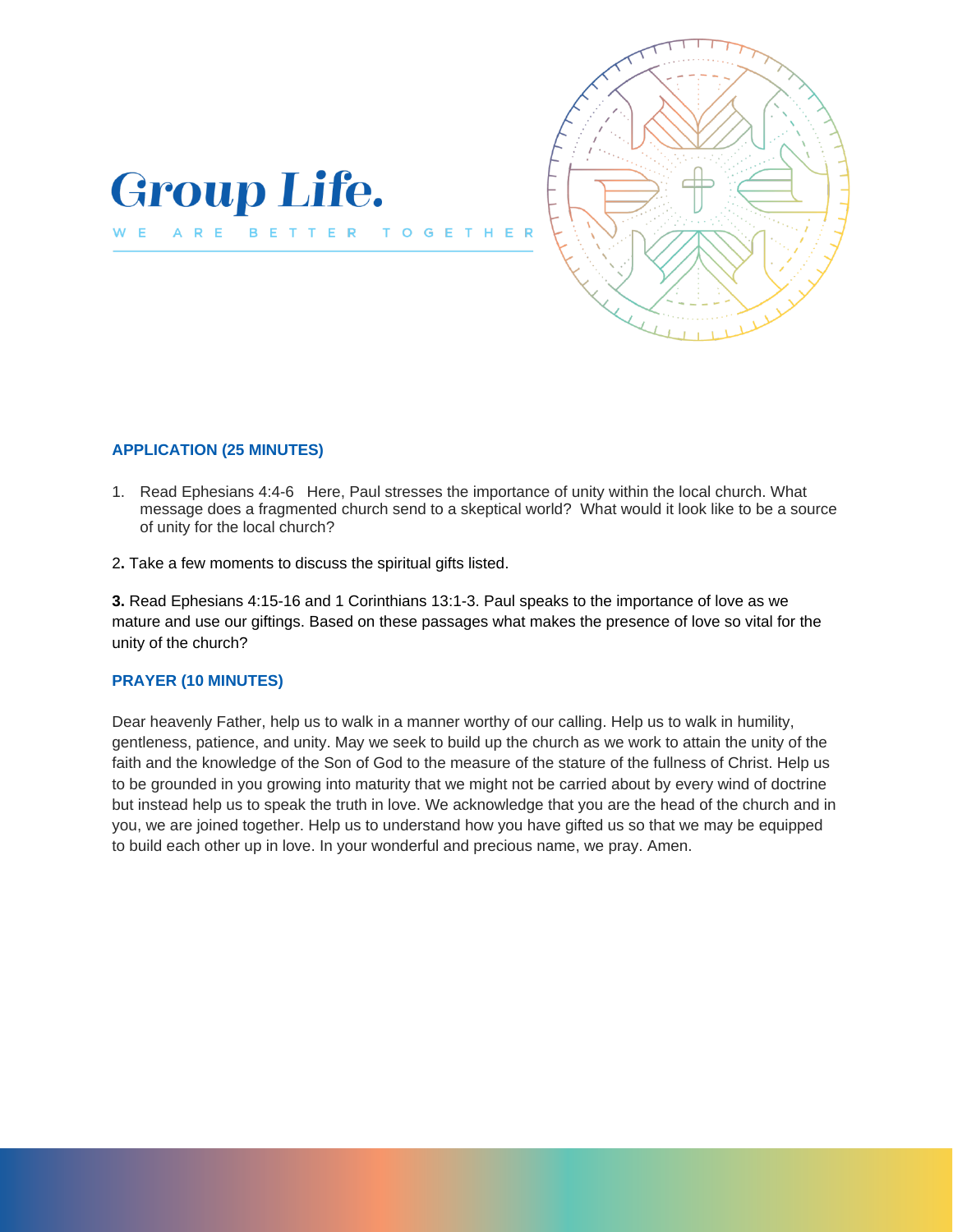# Group Life.

W E  A R E  B E T T E R  T O G E T H E R

**APPLICATION (25 MINUTES)**

1. Read Ephesians 4:4-6   Here, Paul stresses the importance of unity within the local church. What message does a fragmented church send to a skeptical world?  What would it look like to be a source of unity for the local church?

2**.** Take a few moments to discuss the spiritual gifts listed.

**3.** Read Ephesians 4:15-16 and 1 Corinthians 13:1-3. Paul speaks to the importance of love as we mature and use our giftings. Based on these passages what makes the presence of love so vital for the unity of the church?

**PRAYER (10 MINUTES)**

Dear heavenly Father, help us to walk in a manner worthy of our calling. Help us to walk in humility, gentleness, patience, and unity. May we seek to build up the church as we work to attain the unity of the faith and the knowledge of the Son of God to the measure of the stature of the fullness of Christ. Help us to be grounded in you growing into maturity that we might not be carried about by every wind of doctrine but instead help us to speak the truth in love. We acknowledge that you are the head of the church and in you, we are joined together. Help us to understand how you have gifted us so that we may be equipped to build each other up in love. In your wonderful and precious name, we pray. Amen.